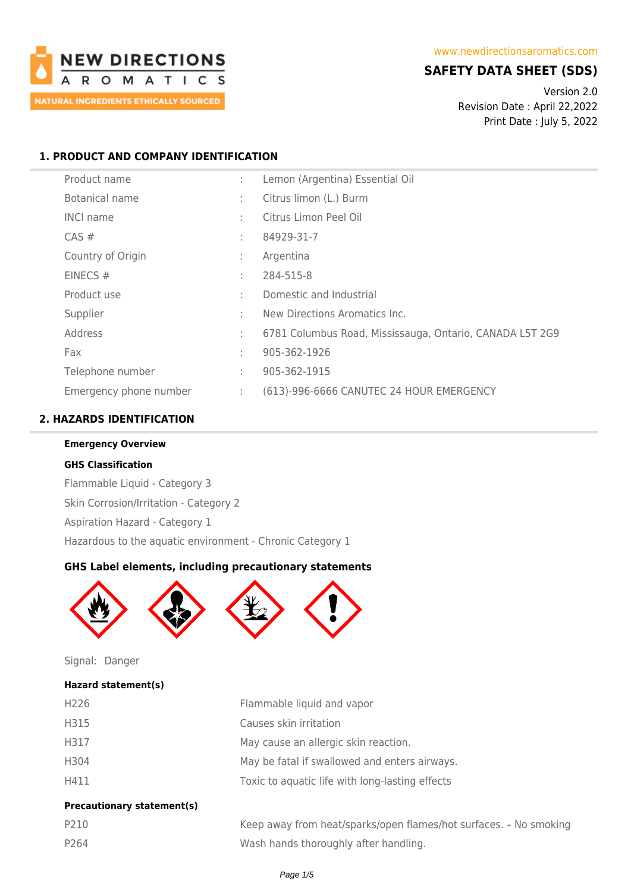NEW DIRECTIONS AROMATICS
NATURAL INGREDIENTS ETHICALLY SOURCED

www.newdirectionsaromatics.com

# SAFETY DATA SHEET (SDS)

Version 2.0
Revision Date : April 22,2022
Print Date : July 5, 2022

## 1. PRODUCT AND COMPANY IDENTIFICATION

| | | |
|---|---|---|
| Product name | : | Lemon (Argentina) Essential Oil |
| Botanical name | : | Citrus limon (L.) Burm |
| INCI name | : | Citrus Limon Peel Oil |
| CAS # | : | 84929-31-7 |
| Country of Origin | : | Argentina |
| EINECS # | : | 284-515-8 |
| Product use | : | Domestic and Industrial |
| Supplier | : | New Directions Aromatics Inc. |
| Address | : | 6781 Columbus Road, Mississauga, Ontario, CANADA L5T 2G9 |
| Fax | : | 905-362-1926 |
| Telephone number | : | 905-362-1915 |
| Emergency phone number | : | (613)-996-6666 CANUTEC 24 HOUR EMERGENCY |

## 2. HAZARDS IDENTIFICATION

**Emergency Overview**

**GHS Classification**

Flammable Liquid - Category 3

Skin Corrosion/Irritation - Category 2

Aspiration Hazard - Category 1

Hazardous to the aquatic environment - Chronic Category 1

### GHS Label elements, including precautionary statements

Signal: Danger

**Hazard statement(s)**

| | |
|---|---|
| H226 | Flammable liquid and vapor |
| H315 | Causes skin irritation |
| H317 | May cause an allergic skin reaction. |
| H304 | May be fatal if swallowed and enters airways. |
| H411 | Toxic to aquatic life with long-lasting effects |

**Precautionary statement(s)**

| | |
|---|---|
| P210 | Keep away from heat/sparks/open flames/hot surfaces. – No smoking |
| P264 | Wash hands thoroughly after handling. |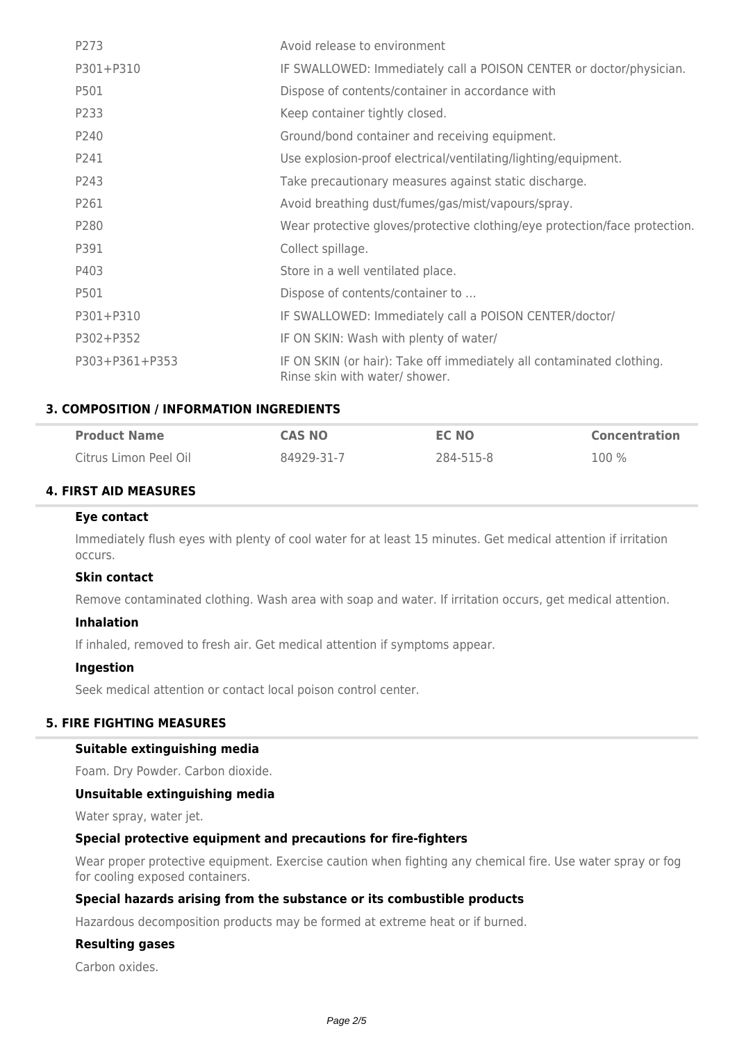| | |
|---|---|
| P273 | Avoid release to environment |
| P301+P310 | IF SWALLOWED: Immediately call a POISON CENTER or doctor/physician. |
| P501 | Dispose of contents/container in accordance with |
| P233 | Keep container tightly closed. |
| P240 | Ground/bond container and receiving equipment. |
| P241 | Use explosion-proof electrical/ventilating/lighting/equipment. |
| P243 | Take precautionary measures against static discharge. |
| P261 | Avoid breathing dust/fumes/gas/mist/vapours/spray. |
| P280 | Wear protective gloves/protective clothing/eye protection/face protection. |
| P391 | Collect spillage. |
| P403 | Store in a well ventilated place. |
| P501 | Dispose of contents/container to ... |
| P301+P310 | IF SWALLOWED: Immediately call a POISON CENTER/doctor/ |
| P302+P352 | IF ON SKIN: Wash with plenty of water/ |
| P303+P361+P353 | IF ON SKIN (or hair): Take off immediately all contaminated clothing. Rinse skin with water/ shower. |

## 3. COMPOSITION / INFORMATION INGREDIENTS

| Product Name | CAS NO | EC NO | Concentration |
|---|---|---|---|
| Citrus Limon Peel Oil | 84929-31-7 | 284-515-8 | 100 % |

## 4. FIRST AID MEASURES

### Eye contact

Immediately flush eyes with plenty of cool water for at least 15 minutes. Get medical attention if irritation occurs.

### Skin contact

Remove contaminated clothing. Wash area with soap and water. If irritation occurs, get medical attention.

### Inhalation

If inhaled, removed to fresh air. Get medical attention if symptoms appear.

### Ingestion

Seek medical attention or contact local poison control center.

## 5. FIRE FIGHTING MEASURES

### Suitable extinguishing media

Foam. Dry Powder. Carbon dioxide.

### Unsuitable extinguishing media

Water spray, water jet.

### Special protective equipment and precautions for fire-fighters

Wear proper protective equipment. Exercise caution when fighting any chemical fire. Use water spray or fog for cooling exposed containers.

### Special hazards arising from the substance or its combustible products

Hazardous decomposition products may be formed at extreme heat or if burned.

### Resulting gases

Carbon oxides.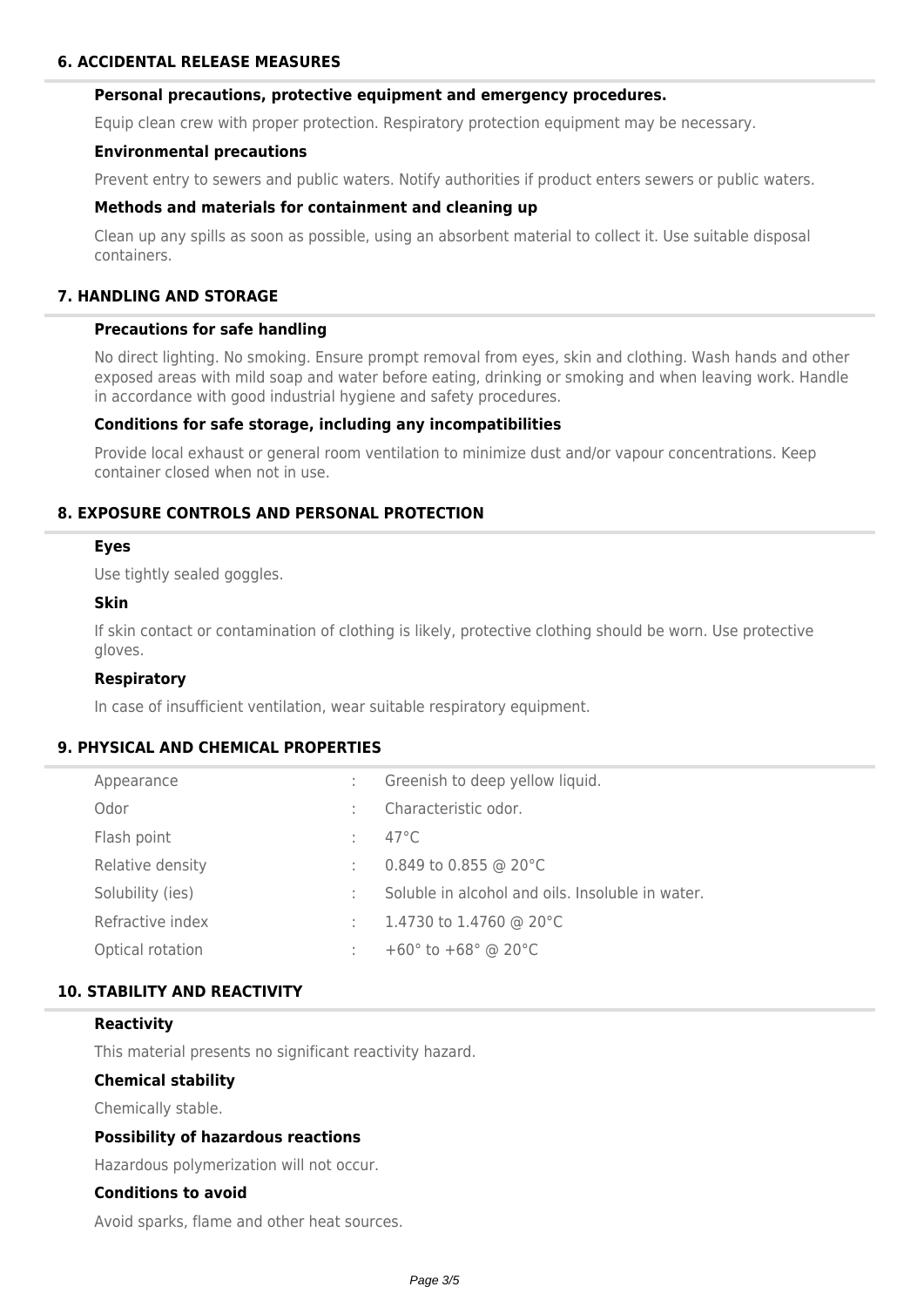## 6. ACCIDENTAL RELEASE MEASURES

### Personal precautions, protective equipment and emergency procedures.

Equip clean crew with proper protection. Respiratory protection equipment may be necessary.

### Environmental precautions

Prevent entry to sewers and public waters. Notify authorities if product enters sewers or public waters.

### Methods and materials for containment and cleaning up

Clean up any spills as soon as possible, using an absorbent material to collect it. Use suitable disposal containers.

## 7. HANDLING AND STORAGE

### Precautions for safe handling

No direct lighting. No smoking. Ensure prompt removal from eyes, skin and clothing. Wash hands and other exposed areas with mild soap and water before eating, drinking or smoking and when leaving work. Handle in accordance with good industrial hygiene and safety procedures.

### Conditions for safe storage, including any incompatibilities

Provide local exhaust or general room ventilation to minimize dust and/or vapour concentrations. Keep container closed when not in use.

## 8. EXPOSURE CONTROLS AND PERSONAL PROTECTION

### Eyes

Use tightly sealed goggles.

### Skin

If skin contact or contamination of clothing is likely, protective clothing should be worn. Use protective gloves.

### Respiratory

In case of insufficient ventilation, wear suitable respiratory equipment.

## 9. PHYSICAL AND CHEMICAL PROPERTIES

| Property | | Value |
|---|---|---|
| Appearance | : | Greenish to deep yellow liquid. |
| Odor | : | Characteristic odor. |
| Flash point | : | 47°C |
| Relative density | : | 0.849 to 0.855 @ 20°C |
| Solubility (ies) | : | Soluble in alcohol and oils. Insoluble in water. |
| Refractive index | : | 1.4730 to 1.4760 @ 20°C |
| Optical rotation | : | +60° to +68° @ 20°C |

## 10. STABILITY AND REACTIVITY

### Reactivity

This material presents no significant reactivity hazard.

### Chemical stability

Chemically stable.

### Possibility of hazardous reactions

Hazardous polymerization will not occur.

### Conditions to avoid

Avoid sparks, flame and other heat sources.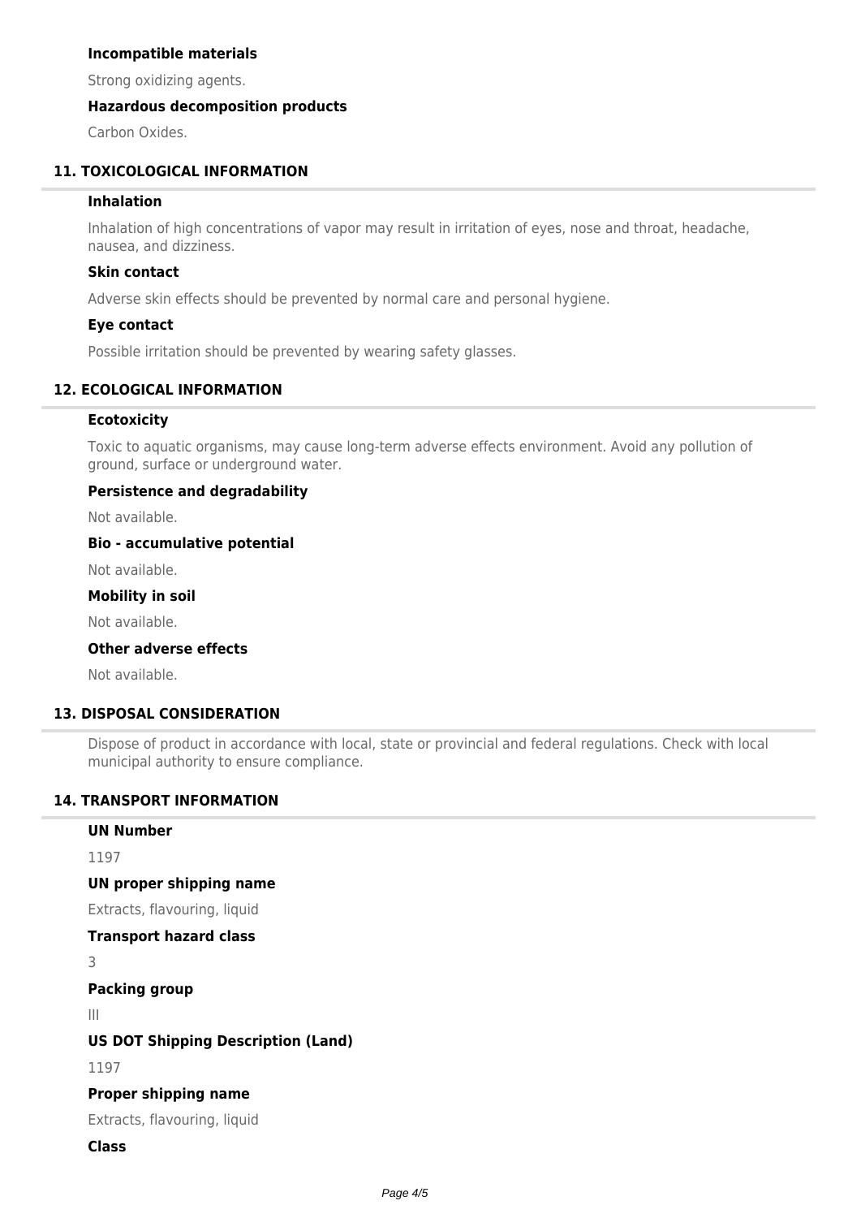### Incompatible materials

Strong oxidizing agents.

### Hazardous decomposition products

Carbon Oxides.

## 11. TOXICOLOGICAL INFORMATION

### Inhalation

Inhalation of high concentrations of vapor may result in irritation of eyes, nose and throat, headache, nausea, and dizziness.

### Skin contact

Adverse skin effects should be prevented by normal care and personal hygiene.

### Eye contact

Possible irritation should be prevented by wearing safety glasses.

## 12. ECOLOGICAL INFORMATION

### Ecotoxicity

Toxic to aquatic organisms, may cause long-term adverse effects environment. Avoid any pollution of ground, surface or underground water.

### Persistence and degradability

Not available.

### Bio - accumulative potential

Not available.

### Mobility in soil

Not available.

### Other adverse effects

Not available.

## 13. DISPOSAL CONSIDERATION

Dispose of product in accordance with local, state or provincial and federal regulations. Check with local municipal authority to ensure compliance.

## 14. TRANSPORT INFORMATION

### UN Number

1197

### UN proper shipping name

Extracts, flavouring, liquid

### Transport hazard class

3

### Packing group

III

### US DOT Shipping Description (Land)

1197

### Proper shipping name

Extracts, flavouring, liquid

### Class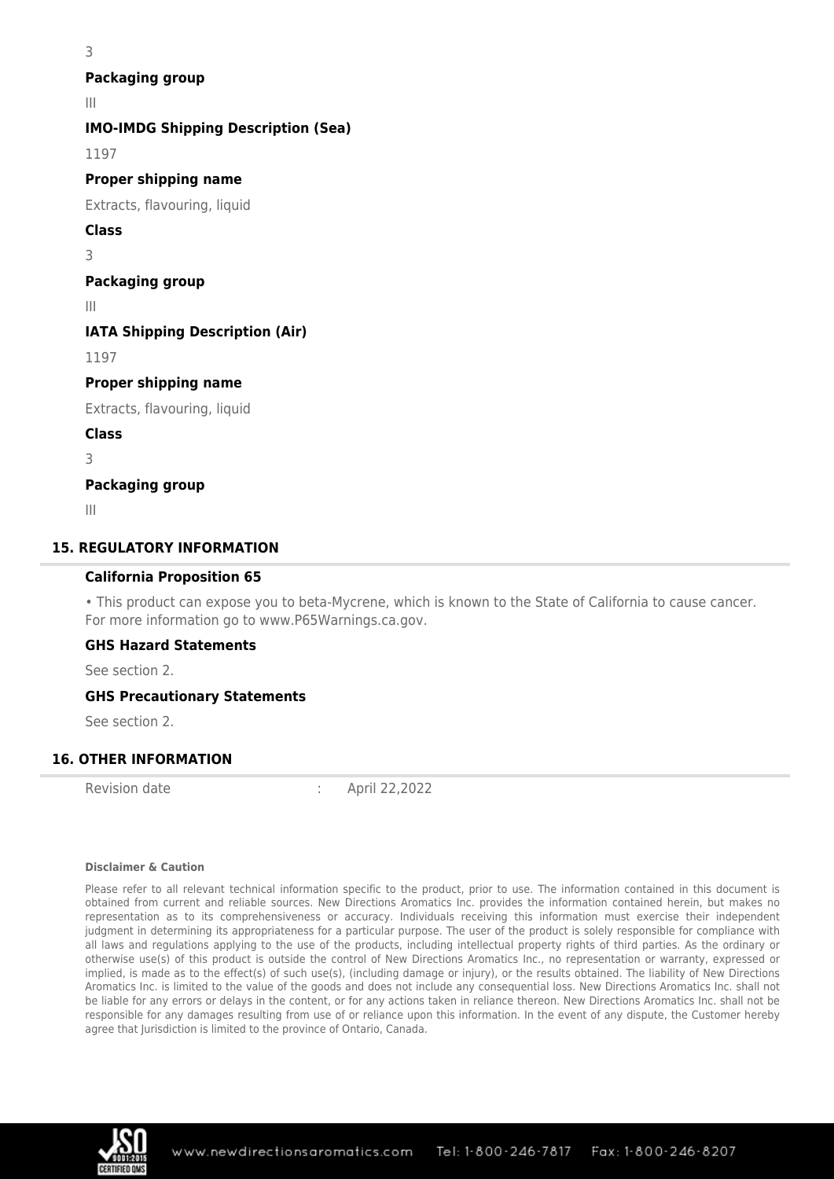3

**Packaging group**

III

**IMO-IMDG Shipping Description (Sea)**

1197

**Proper shipping name**

Extracts, flavouring, liquid

**Class**

3

**Packaging group**

III

**IATA Shipping Description (Air)**

1197

**Proper shipping name**

Extracts, flavouring, liquid

**Class**

3

**Packaging group**

III

## 15. REGULATORY INFORMATION

**California Proposition 65**

• This product can expose you to beta-Mycrene, which is known to the State of California to cause cancer. For more information go to www.P65Warnings.ca.gov.

**GHS Hazard Statements**

See section 2.

**GHS Precautionary Statements**

See section 2.

## 16. OTHER INFORMATION

Revision date : April 22,2022

**Disclaimer & Caution**

Please refer to all relevant technical information specific to the product, prior to use. The information contained in this document is obtained from current and reliable sources. New Directions Aromatics Inc. provides the information contained herein, but makes no representation as to its comprehensiveness or accuracy. Individuals receiving this information must exercise their independent judgment in determining its appropriateness for a particular purpose. The user of the product is solely responsible for compliance with all laws and regulations applying to the use of the products, including intellectual property rights of third parties. As the ordinary or otherwise use(s) of this product is outside the control of New Directions Aromatics Inc., no representation or warranty, expressed or implied, is made as to the effect(s) of such use(s), (including damage or injury), or the results obtained. The liability of New Directions Aromatics Inc. is limited to the value of the goods and does not include any consequential loss. New Directions Aromatics Inc. shall not be liable for any errors or delays in the content, or for any actions taken in reliance thereon. New Directions Aromatics Inc. shall not be responsible for any damages resulting from use of or reliance upon this information. In the event of any dispute, the Customer hereby agree that Jurisdiction is limited to the province of Ontario, Canada.